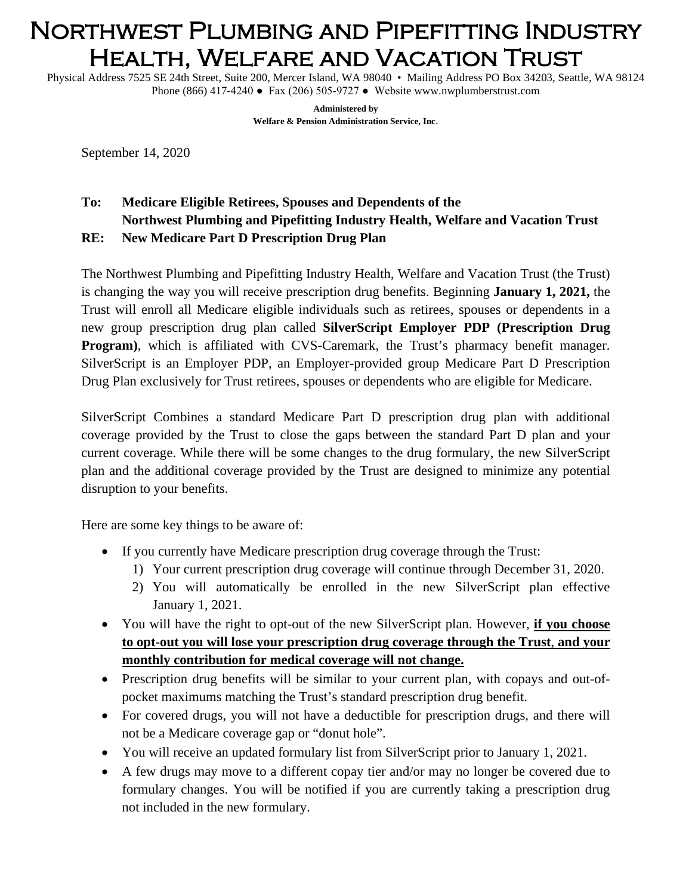# Northwest Plumbing and Pipefitting Industry Health, Welfare and Vacation Trust

Physical Address 7525 SE 24th Street, Suite 200, Mercer Island, WA 98040 • Mailing Address PO Box 34203, Seattle, WA 98124
Phone (866) 417-4240 ● Fax (206) 505-9727 ● Website www.nwplumberstrust.com

**Administered by**
**Welfare & Pension Administration Service, Inc.**

September 14, 2020

**To: Medicare Eligible Retirees, Spouses and Dependents of the Northwest Plumbing and Pipefitting Industry Health, Welfare and Vacation Trust**
**RE: New Medicare Part D Prescription Drug Plan**

The Northwest Plumbing and Pipefitting Industry Health, Welfare and Vacation Trust (the Trust) is changing the way you will receive prescription drug benefits. Beginning **January 1, 2021,** the Trust will enroll all Medicare eligible individuals such as retirees, spouses or dependents in a new group prescription drug plan called **SilverScript Employer PDP (Prescription Drug Program)**, which is affiliated with CVS-Caremark, the Trust's pharmacy benefit manager. SilverScript is an Employer PDP, an Employer-provided group Medicare Part D Prescription Drug Plan exclusively for Trust retirees, spouses or dependents who are eligible for Medicare.

SilverScript Combines a standard Medicare Part D prescription drug plan with additional coverage provided by the Trust to close the gaps between the standard Part D plan and your current coverage. While there will be some changes to the drug formulary, the new SilverScript plan and the additional coverage provided by the Trust are designed to minimize any potential disruption to your benefits.

Here are some key things to be aware of:

- If you currently have Medicare prescription drug coverage through the Trust:
  1) Your current prescription drug coverage will continue through December 31, 2020.
  2) You will automatically be enrolled in the new SilverScript plan effective January 1, 2021.
- You will have the right to opt-out of the new SilverScript plan. However, <u>**if you choose to opt-out you will lose your prescription drug coverage through the Trust**, **and your monthly contribution for medical coverage will not change.**</u>
- Prescription drug benefits will be similar to your current plan, with copays and out-of-pocket maximums matching the Trust's standard prescription drug benefit.
- For covered drugs, you will not have a deductible for prescription drugs, and there will not be a Medicare coverage gap or "donut hole".
- You will receive an updated formulary list from SilverScript prior to January 1, 2021.
- A few drugs may move to a different copay tier and/or may no longer be covered due to formulary changes. You will be notified if you are currently taking a prescription drug not included in the new formulary.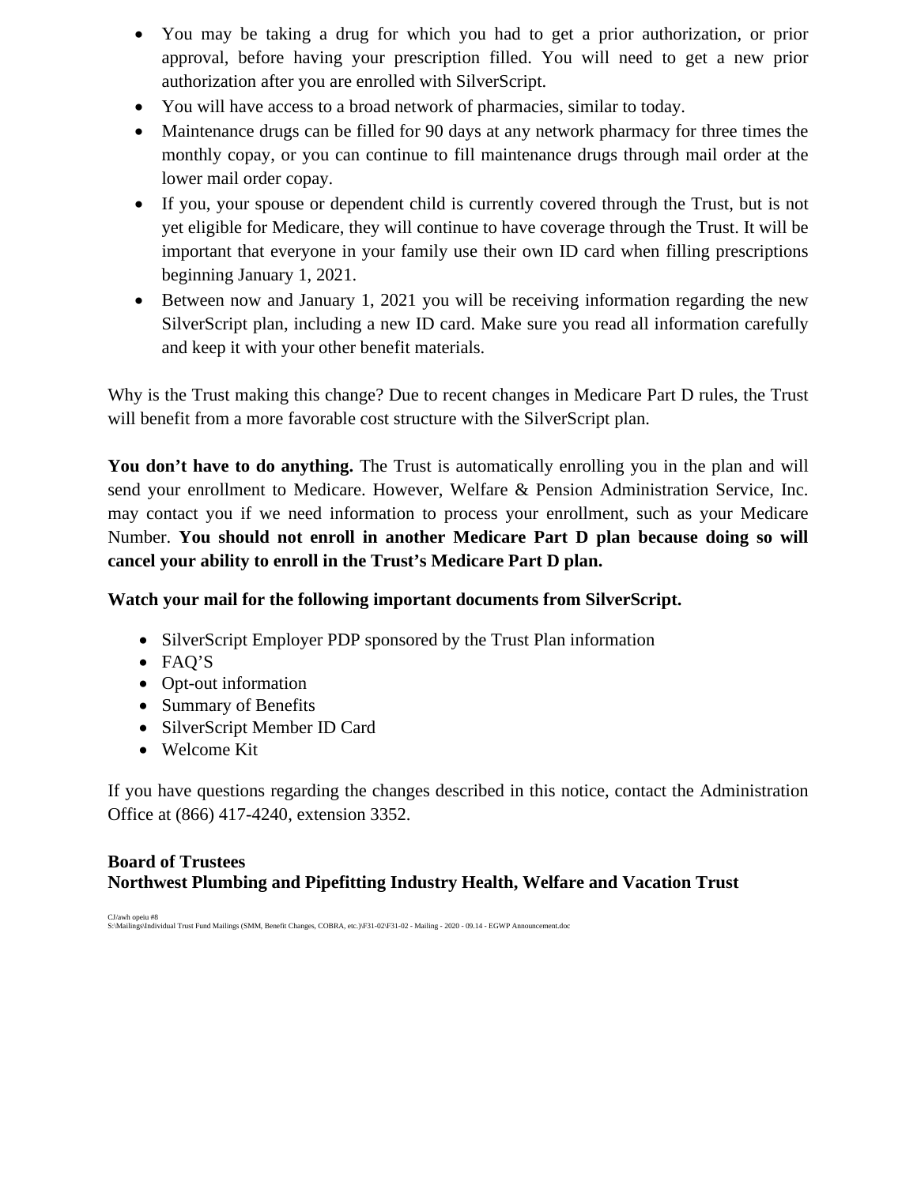- You may be taking a drug for which you had to get a prior authorization, or prior approval, before having your prescription filled. You will need to get a new prior authorization after you are enrolled with SilverScript.
- You will have access to a broad network of pharmacies, similar to today.
- Maintenance drugs can be filled for 90 days at any network pharmacy for three times the monthly copay, or you can continue to fill maintenance drugs through mail order at the lower mail order copay.
- If you, your spouse or dependent child is currently covered through the Trust, but is not yet eligible for Medicare, they will continue to have coverage through the Trust. It will be important that everyone in your family use their own ID card when filling prescriptions beginning January 1, 2021.
- Between now and January 1, 2021 you will be receiving information regarding the new SilverScript plan, including a new ID card. Make sure you read all information carefully and keep it with your other benefit materials.

Why is the Trust making this change? Due to recent changes in Medicare Part D rules, the Trust will benefit from a more favorable cost structure with the SilverScript plan.

**You don't have to do anything.** The Trust is automatically enrolling you in the plan and will send your enrollment to Medicare. However, Welfare & Pension Administration Service, Inc. may contact you if we need information to process your enrollment, such as your Medicare Number. **You should not enroll in another Medicare Part D plan because doing so will cancel your ability to enroll in the Trust's Medicare Part D plan.**

**Watch your mail for the following important documents from SilverScript.**

- SilverScript Employer PDP sponsored by the Trust Plan information
- FAQ'S
- Opt-out information
- Summary of Benefits
- SilverScript Member ID Card
- Welcome Kit

If you have questions regarding the changes described in this notice, contact the Administration Office at (866) 417-4240, extension 3352.

**Board of Trustees**
**Northwest Plumbing and Pipefitting Industry Health, Welfare and Vacation Trust**

CJ/awh opeiu #8
S:\Mailings\Individual Trust Fund Mailings (SMM, Benefit Changes, COBRA, etc.)\F31-02\F31-02 - Mailing - 2020 - 09.14 - EGWP Announcement.doc